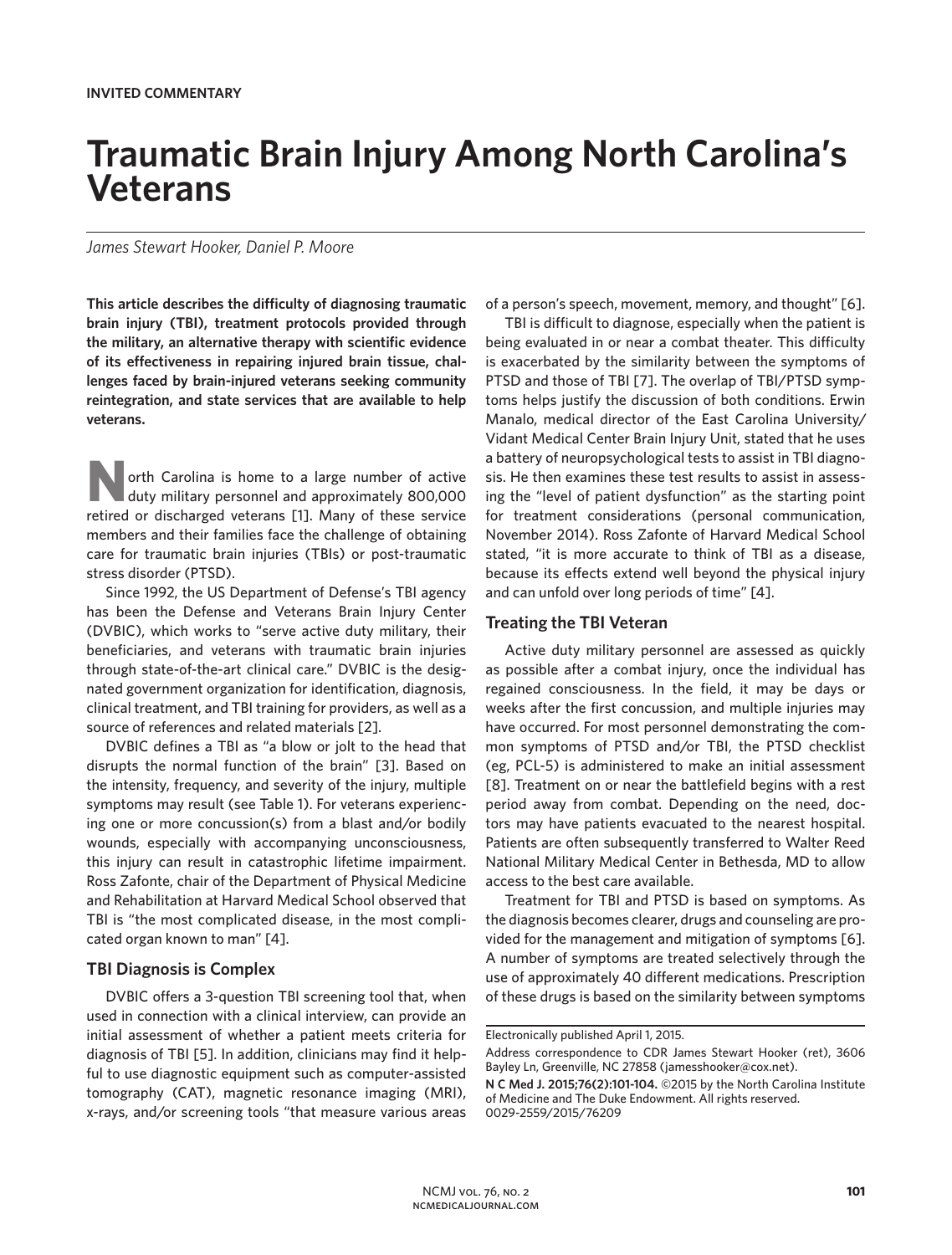**INVITED COMMENTARY**

# Traumatic Brain Injury Among North Carolina's Veterans

*James Stewart Hooker, Daniel P. Moore*

**This article describes the difficulty of diagnosing traumatic brain injury (TBI), treatment protocols provided through the military, an alternative therapy with scientific evidence of its effectiveness in repairing injured brain tissue, challenges faced by brain-injured veterans seeking community reintegration, and state services that are available to help veterans.**

North Carolina is home to a large number of active duty military personnel and approximately 800,000 retired or discharged veterans [1]. Many of these service members and their families face the challenge of obtaining care for traumatic brain injuries (TBIs) or post-traumatic stress disorder (PTSD).

Since 1992, the US Department of Defense's TBI agency has been the Defense and Veterans Brain Injury Center (DVBIC), which works to "serve active duty military, their beneficiaries, and veterans with traumatic brain injuries through state-of-the-art clinical care." DVBIC is the designated government organization for identification, diagnosis, clinical treatment, and TBI training for providers, as well as a source of references and related materials [2].

DVBIC defines a TBI as "a blow or jolt to the head that disrupts the normal function of the brain" [3]. Based on the intensity, frequency, and severity of the injury, multiple symptoms may result (see Table 1). For veterans experiencing one or more concussion(s) from a blast and/or bodily wounds, especially with accompanying unconsciousness, this injury can result in catastrophic lifetime impairment. Ross Zafonte, chair of the Department of Physical Medicine and Rehabilitation at Harvard Medical School observed that TBI is "the most complicated disease, in the most complicated organ known to man" [4].

## TBI Diagnosis is Complex

DVBIC offers a 3-question TBI screening tool that, when used in connection with a clinical interview, can provide an initial assessment of whether a patient meets criteria for diagnosis of TBI [5]. In addition, clinicians may find it helpful to use diagnostic equipment such as computer-assisted tomography (CAT), magnetic resonance imaging (MRI), x-rays, and/or screening tools "that measure various areas of a person's speech, movement, memory, and thought" [6].

TBI is difficult to diagnose, especially when the patient is being evaluated in or near a combat theater. This difficulty is exacerbated by the similarity between the symptoms of PTSD and those of TBI [7]. The overlap of TBI/PTSD symptoms helps justify the discussion of both conditions. Erwin Manalo, medical director of the East Carolina University/Vidant Medical Center Brain Injury Unit, stated that he uses a battery of neuropsychological tests to assist in TBI diagnosis. He then examines these test results to assist in assessing the "level of patient dysfunction" as the starting point for treatment considerations (personal communication, November 2014). Ross Zafonte of Harvard Medical School stated, "it is more accurate to think of TBI as a disease, because its effects extend well beyond the physical injury and can unfold over long periods of time" [4].

## Treating the TBI Veteran

Active duty military personnel are assessed as quickly as possible after a combat injury, once the individual has regained consciousness. In the field, it may be days or weeks after the first concussion, and multiple injuries may have occurred. For most personnel demonstrating the common symptoms of PTSD and/or TBI, the PTSD checklist (eg, PCL-5) is administered to make an initial assessment [8]. Treatment on or near the battlefield begins with a rest period away from combat. Depending on the need, doctors may have patients evacuated to the nearest hospital. Patients are often subsequently transferred to Walter Reed National Military Medical Center in Bethesda, MD to allow access to the best care available.

Treatment for TBI and PTSD is based on symptoms. As the diagnosis becomes clearer, drugs and counseling are provided for the management and mitigation of symptoms [6]. A number of symptoms are treated selectively through the use of approximately 40 different medications. Prescription of these drugs is based on the similarity between symptoms

---

Electronically published April 1, 2015.

Address correspondence to CDR James Stewart Hooker (ret), 3606 Bayley Ln, Greenville, NC 27858 (jamesshooker@cox.net).

**N C Med J. 2015;76(2):101-104.** ©2015 by the North Carolina Institute of Medicine and The Duke Endowment. All rights reserved. 0029-2559/2015/76209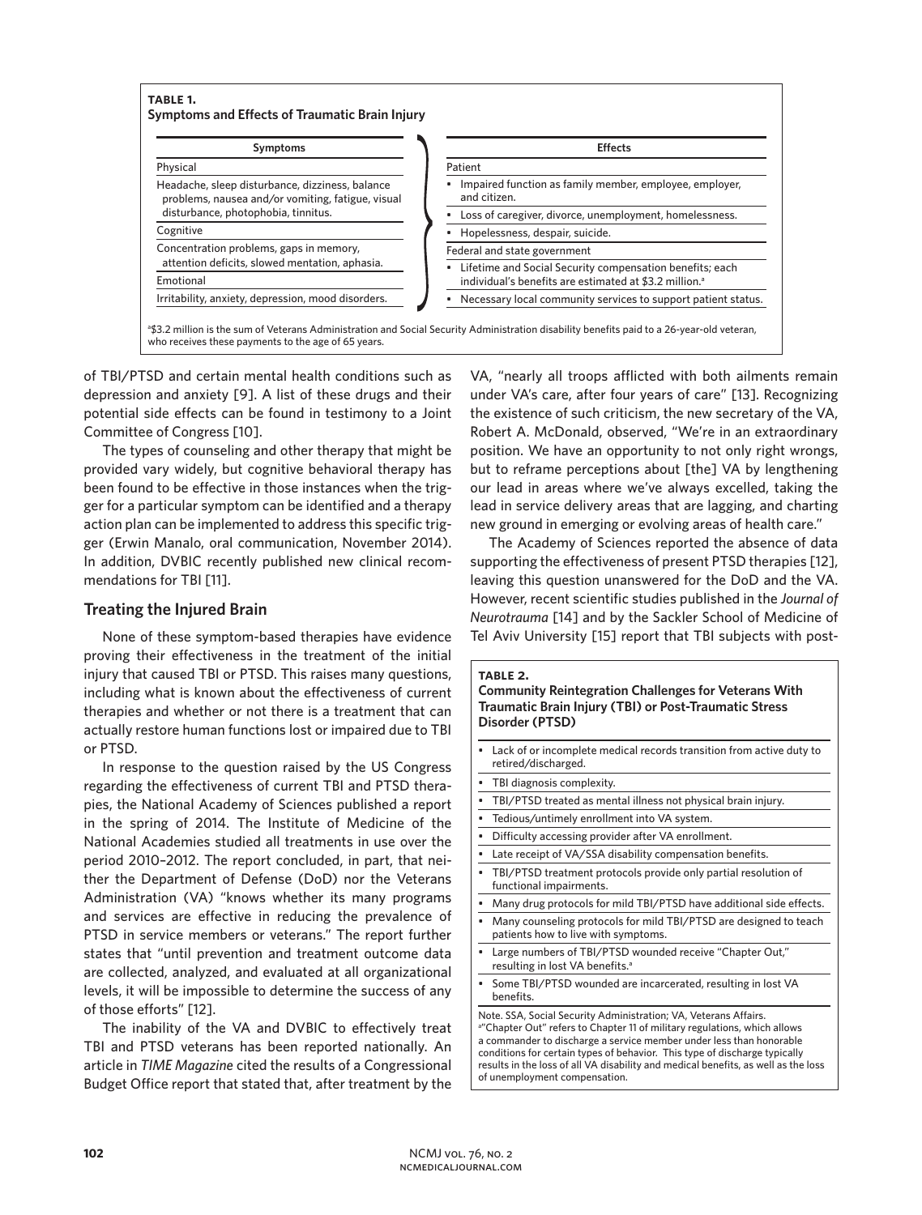**TABLE 1.**
**Symptoms and Effects of Traumatic Brain Injury**

| Symptoms | Effects |
| --- | --- |
| Physical | Patient |
| Headache, sleep disturbance, dizziness, balance problems, nausea and/or vomiting, fatigue, visual disturbance, photophobia, tinnitus. | • Impaired function as family member, employee, employer, and citizen. |
| | • Loss of caregiver, divorce, unemployment, homelessness. |
| Cognitive | • Hopelessness, despair, suicide. |
| Concentration problems, gaps in memory, attention deficits, slowed mentation, aphasia. | Federal and state government |
| Emotional | • Lifetime and Social Security compensation benefits; each individual's benefits are estimated at $3.2 million.[a] |
| Irritability, anxiety, depression, mood disorders. | • Necessary local community services to support patient status. |

[a]$3.2 million is the sum of Veterans Administration and Social Security Administration disability benefits paid to a 26-year-old veteran, who receives these payments to the age of 65 years.

of TBI/PTSD and certain mental health conditions such as depression and anxiety [9]. A list of these drugs and their potential side effects can be found in testimony to a Joint Committee of Congress [10].

The types of counseling and other therapy that might be provided vary widely, but cognitive behavioral therapy has been found to be effective in those instances when the trigger for a particular symptom can be identified and a therapy action plan can be implemented to address this specific trigger (Erwin Manalo, oral communication, November 2014). In addition, DVBIC recently published new clinical recommendations for TBI [11].

## Treating the Injured Brain

None of these symptom-based therapies have evidence proving their effectiveness in the treatment of the initial injury that caused TBI or PTSD. This raises many questions, including what is known about the effectiveness of current therapies and whether or not there is a treatment that can actually restore human functions lost or impaired due to TBI or PTSD.

In response to the question raised by the US Congress regarding the effectiveness of current TBI and PTSD therapies, the National Academy of Sciences published a report in the spring of 2014. The Institute of Medicine of the National Academies studied all treatments in use over the period 2010–2012. The report concluded, in part, that neither the Department of Defense (DoD) nor the Veterans Administration (VA) "knows whether its many programs and services are effective in reducing the prevalence of PTSD in service members or veterans." The report further states that "until prevention and treatment outcome data are collected, analyzed, and evaluated at all organizational levels, it will be impossible to determine the success of any of those efforts" [12].

The inability of the VA and DVBIC to effectively treat TBI and PTSD veterans has been reported nationally. An article in *TIME Magazine* cited the results of a Congressional Budget Office report that stated that, after treatment by the VA, "nearly all troops afflicted with both ailments remain under VA's care, after four years of care" [13]. Recognizing the existence of such criticism, the new secretary of the VA, Robert A. McDonald, observed, "We're in an extraordinary position. We have an opportunity to not only right wrongs, but to reframe perceptions about [the] VA by lengthening our lead in areas where we've always excelled, taking the lead in service delivery areas that are lagging, and charting new ground in emerging or evolving areas of health care."

The Academy of Sciences reported the absence of data supporting the effectiveness of present PTSD therapies [12], leaving this question unanswered for the DoD and the VA. However, recent scientific studies published in the *Journal of Neurotrauma* [14] and by the Sackler School of Medicine of Tel Aviv University [15] report that TBI subjects with post-

**TABLE 2.**
**Community Reintegration Challenges for Veterans With Traumatic Brain Injury (TBI) or Post-Traumatic Stress Disorder (PTSD)**

- Lack of or incomplete medical records transition from active duty to retired/discharged.
- TBI diagnosis complexity.
- TBI/PTSD treated as mental illness not physical brain injury.
- Tedious/untimely enrollment into VA system.
- Difficulty accessing provider after VA enrollment.
- Late receipt of VA/SSA disability compensation benefits.
- TBI/PTSD treatment protocols provide only partial resolution of functional impairments.
- Many drug protocols for mild TBI/PTSD have additional side effects.
- Many counseling protocols for mild TBI/PTSD are designed to teach patients how to live with symptoms.
- Large numbers of TBI/PTSD wounded receive "Chapter Out," resulting in lost VA benefits.[a]
- Some TBI/PTSD wounded are incarcerated, resulting in lost VA benefits.

Note. SSA, Social Security Administration; VA, Veterans Affairs.
[a]"Chapter Out" refers to Chapter 11 of military regulations, which allows a commander to discharge a service member under less than honorable conditions for certain types of behavior. This type of discharge typically results in the loss of all VA disability and medical benefits, as well as the loss of unemployment compensation.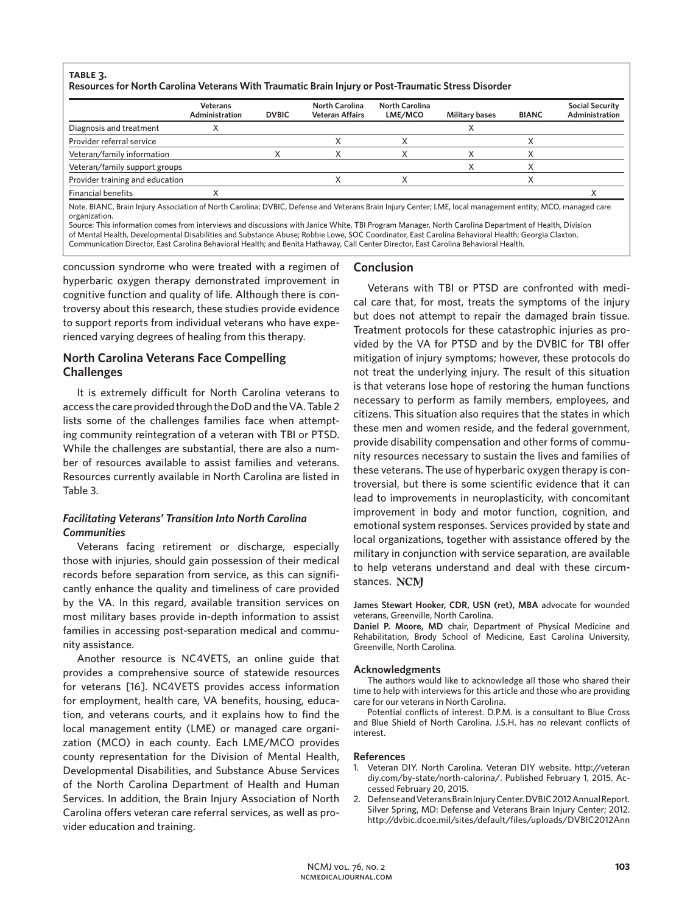**TABLE 3.**
**Resources for North Carolina Veterans With Traumatic Brain Injury or Post-Traumatic Stress Disorder**

| | Veterans Administration | DVBIC | North Carolina Veteran Affairs | North Carolina LME/MCO | Military bases | BIANC | Social Security Administration |
|---|---|---|---|---|---|---|---|
| Diagnosis and treatment | X | | | | X | | |
| Provider referral service | | | X | X | | X | |
| Veteran/family information | | X | X | X | X | X | |
| Veteran/family support groups | | | | | X | X | |
| Provider training and education | | | X | X | | X | |
| Financial benefits | X | | | | | | X |

Note. BIANC, Brain Injury Association of North Carolina; DVBIC, Defense and Veterans Brain Injury Center; LME, local management entity; MCO, managed care organization.
Source: This information comes from interviews and discussions with Janice White, TBI Program Manager, North Carolina Department of Health, Division of Mental Health, Developmental Disabilities and Substance Abuse; Robbie Lowe, SOC Coordinator, East Carolina Behavioral Health; Georgia Claxton, Communication Director, East Carolina Behavioral Health; and Benita Hathaway, Call Center Director, East Carolina Behavioral Health.

concussion syndrome who were treated with a regimen of hyperbaric oxygen therapy demonstrated improvement in cognitive function and quality of life. Although there is controversy about this research, these studies provide evidence to support reports from individual veterans who have experienced varying degrees of healing from this therapy.

## North Carolina Veterans Face Compelling Challenges

It is extremely difficult for North Carolina veterans to access the care provided through the DoD and the VA. Table 2 lists some of the challenges families face when attempting community reintegration of a veteran with TBI or PTSD. While the challenges are substantial, there are also a number of resources available to assist families and veterans. Resources currently available in North Carolina are listed in Table 3.

### *Facilitating Veterans' Transition Into North Carolina Communities*

Veterans facing retirement or discharge, especially those with injuries, should gain possession of their medical records before separation from service, as this can significantly enhance the quality and timeliness of care provided by the VA. In this regard, available transition services on most military bases provide in-depth information to assist families in accessing post-separation medical and community assistance.

Another resource is NC4VETS, an online guide that provides a comprehensive source of statewide resources for veterans [16]. NC4VETS provides access information for employment, health care, VA benefits, housing, education, and veterans courts, and it explains how to find the local management entity (LME) or managed care organization (MCO) in each county. Each LME/MCO provides county representation for the Division of Mental Health, Developmental Disabilities, and Substance Abuse Services of the North Carolina Department of Health and Human Services. In addition, the Brain Injury Association of North Carolina offers veteran care referral services, as well as provider education and training.

## Conclusion

Veterans with TBI or PTSD are confronted with medical care that, for most, treats the symptoms of the injury but does not attempt to repair the damaged brain tissue. Treatment protocols for these catastrophic injuries as provided by the VA for PTSD and by the DVBIC for TBI offer mitigation of injury symptoms; however, these protocols do not treat the underlying injury. The result of this situation is that veterans lose hope of restoring the human functions necessary to perform as family members, employees, and citizens. This situation also requires that the states in which these men and women reside, and the federal government, provide disability compensation and other forms of community resources necessary to sustain the lives and families of these veterans. The use of hyperbaric oxygen therapy is controversial, but there is some scientific evidence that it can lead to improvements in neuroplasticity, with concomitant improvement in body and motor function, cognition, and emotional system responses. Services provided by state and local organizations, together with assistance offered by the military in conjunction with service separation, are available to help veterans understand and deal with these circumstances. NCMJ

**James Stewart Hooker, CDR, USN (ret), MBA** advocate for wounded veterans, Greenville, North Carolina.
**Daniel P. Moore, MD** chair, Department of Physical Medicine and Rehabilitation, Brody School of Medicine, East Carolina University, Greenville, North Carolina.

### Acknowledgments

The authors would like to acknowledge all those who shared their time to help with interviews for this article and those who are providing care for our veterans in North Carolina.

Potential conflicts of interest. D.P.M. is a consultant to Blue Cross and Blue Shield of North Carolina. J.S.H. has no relevant conflicts of interest.

### References

1. Veteran DIY. North Carolina. Veteran DIY website. http://veterandiy.com/by-state/north-calorina/. Published February 1, 2015. Accessed February 20, 2015.
2. Defense and Veterans Brain Injury Center. DVBIC 2012 Annual Report. Silver Spring, MD: Defense and Veterans Brain Injury Center; 2012. http://dvbic.dcoe.mil/sites/default/files/uploads/DVBIC2012Ann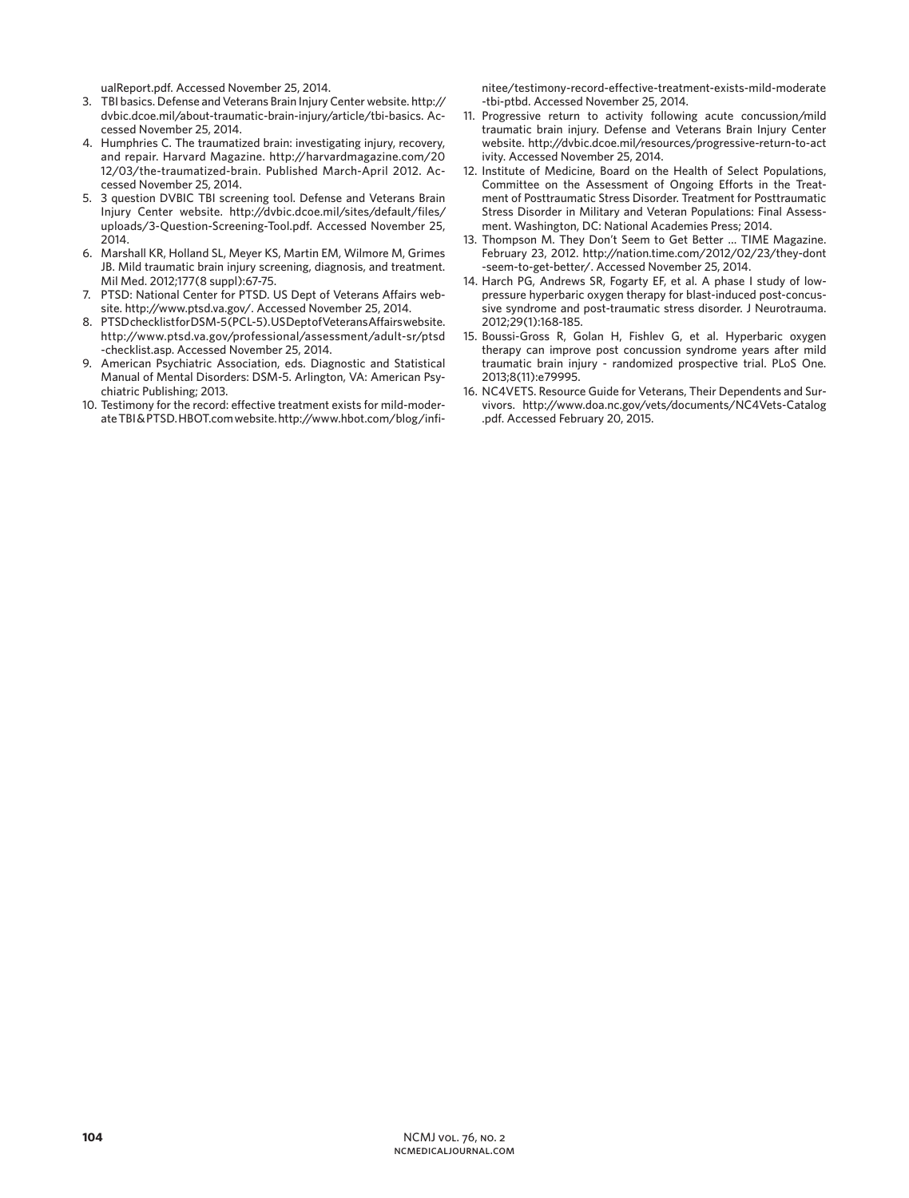ualReport.pdf. Accessed November 25, 2014.

3. TBI basics. Defense and Veterans Brain Injury Center website. http://dvbic.dcoe.mil/about-traumatic-brain-injury/article/tbi-basics. Accessed November 25, 2014.
4. Humphries C. The traumatized brain: investigating injury, recovery, and repair. Harvard Magazine. http://harvardmagazine.com/2012/03/the-traumatized-brain. Published March-April 2012. Accessed November 25, 2014.
5. 3 question DVBIC TBI screening tool. Defense and Veterans Brain Injury Center website. http://dvbic.dcoe.mil/sites/default/files/uploads/3-Question-Screening-Tool.pdf. Accessed November 25, 2014.
6. Marshall KR, Holland SL, Meyer KS, Martin EM, Wilmore M, Grimes JB. Mild traumatic brain injury screening, diagnosis, and treatment. Mil Med. 2012;177(8 suppl):67-75.
7. PTSD: National Center for PTSD. US Dept of Veterans Affairs website. http://www.ptsd.va.gov/. Accessed November 25, 2014.
8. PTSD checklist for DSM-5 (PCL-5). US Dept of Veterans Affairs website. http://www.ptsd.va.gov/professional/assessment/adult-sr/ptsd-checklist.asp. Accessed November 25, 2014.
9. American Psychiatric Association, eds. Diagnostic and Statistical Manual of Mental Disorders: DSM-5. Arlington, VA: American Psychiatric Publishing; 2013.
10. Testimony for the record: effective treatment exists for mild-moderate TBI & PTSD. HBOT.com website. http://www.hbot.com/blog/infinitee/testimony-record-effective-treatment-exists-mild-moderate-tbi-ptbd. Accessed November 25, 2014.
11. Progressive return to activity following acute concussion/mild traumatic brain injury. Defense and Veterans Brain Injury Center website. http://dvbic.dcoe.mil/resources/progressive-return-to-activity. Accessed November 25, 2014.
12. Institute of Medicine, Board on the Health of Select Populations, Committee on the Assessment of Ongoing Efforts in the Treatment of Posttraumatic Stress Disorder. Treatment for Posttraumatic Stress Disorder in Military and Veteran Populations: Final Assessment. Washington, DC: National Academies Press; 2014.
13. Thompson M. They Don't Seem to Get Better ... TIME Magazine. February 23, 2012. http://nation.time.com/2012/02/23/they-dont-seem-to-get-better/. Accessed November 25, 2014.
14. Harch PG, Andrews SR, Fogarty EF, et al. A phase I study of low-pressure hyperbaric oxygen therapy for blast-induced post-concussive syndrome and post-traumatic stress disorder. J Neurotrauma. 2012;29(1):168-185.
15. Boussi-Gross R, Golan H, Fishlev G, et al. Hyperbaric oxygen therapy can improve post concussion syndrome years after mild traumatic brain injury - randomized prospective trial. PLoS One. 2013;8(11):e79995.
16. NC4VETS. Resource Guide for Veterans, Their Dependents and Survivors. http://www.doa.nc.gov/vets/documents/NC4Vets-Catalog.pdf. Accessed February 20, 2015.